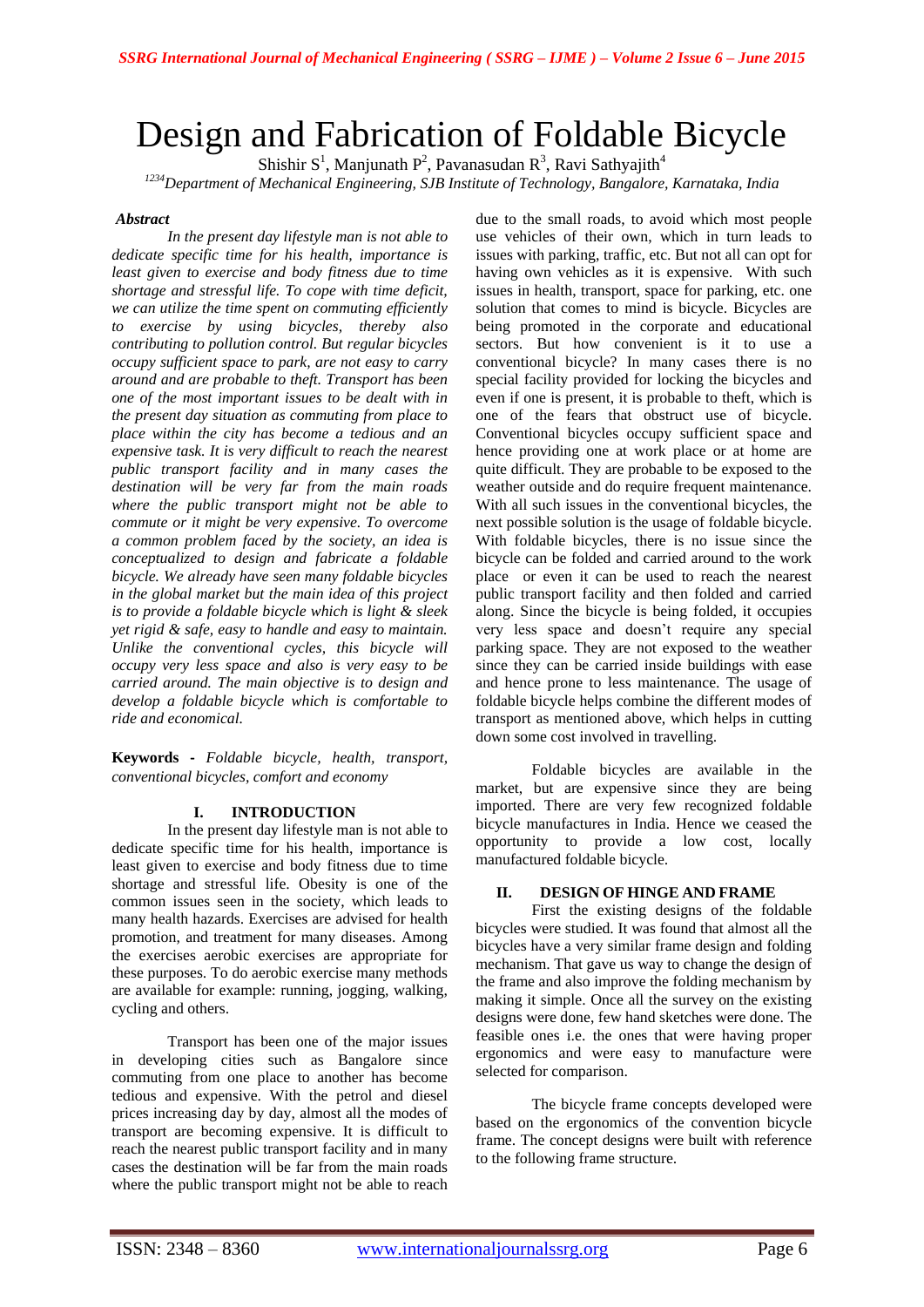# Design and Fabrication of Foldable Bicycle

Shishir S[1], Manjunath P[2], Pavanasudan R[3], Ravi Sathyajith[4]

*[1234]Department of Mechanical Engineering, SJB Institute of Technology, Bangalore, Karnataka, India*

***Abstract***

*In the present day lifestyle man is not able to dedicate specific time for his health, importance is least given to exercise and body fitness due to time shortage and stressful life. To cope with time deficit, we can utilize the time spent on commuting efficiently to exercise by using bicycles, thereby also contributing to pollution control. But regular bicycles occupy sufficient space to park, are not easy to carry around and are probable to theft. Transport has been one of the most important issues to be dealt with in the present day situation as commuting from place to place within the city has become a tedious and an expensive task. It is very difficult to reach the nearest public transport facility and in many cases the destination will be very far from the main roads where the public transport might not be able to commute or it might be very expensive. To overcome a common problem faced by the society, an idea is conceptualized to design and fabricate a foldable bicycle. We already have seen many foldable bicycles in the global market but the main idea of this project is to provide a foldable bicycle which is light & sleek yet rigid & safe, easy to handle and easy to maintain. Unlike the conventional cycles, this bicycle will occupy very less space and also is very easy to be carried around. The main objective is to design and develop a foldable bicycle which is comfortable to ride and economical.*

**Keywords -** *Foldable bicycle, health, transport, conventional bicycles, comfort and economy*

## I. INTRODUCTION

In the present day lifestyle man is not able to dedicate specific time for his health, importance is least given to exercise and body fitness due to time shortage and stressful life. Obesity is one of the common issues seen in the society, which leads to many health hazards. Exercises are advised for health promotion, and treatment for many diseases. Among the exercises aerobic exercises are appropriate for these purposes. To do aerobic exercise many methods are available for example: running, jogging, walking, cycling and others.

Transport has been one of the major issues in developing cities such as Bangalore since commuting from one place to another has become tedious and expensive. With the petrol and diesel prices increasing day by day, almost all the modes of transport are becoming expensive. It is difficult to reach the nearest public transport facility and in many cases the destination will be far from the main roads where the public transport might not be able to reach due to the small roads, to avoid which most people use vehicles of their own, which in turn leads to issues with parking, traffic, etc. But not all can opt for having own vehicles as it is expensive. With such issues in health, transport, space for parking, etc. one solution that comes to mind is bicycle. Bicycles are being promoted in the corporate and educational sectors. But how convenient is it to use a conventional bicycle? In many cases there is no special facility provided for locking the bicycles and even if one is present, it is probable to theft, which is one of the fears that obstruct use of bicycle. Conventional bicycles occupy sufficient space and hence providing one at work place or at home are quite difficult. They are probable to be exposed to the weather outside and do require frequent maintenance. With all such issues in the conventional bicycles, the next possible solution is the usage of foldable bicycle. With foldable bicycles, there is no issue since the bicycle can be folded and carried around to the work place or even it can be used to reach the nearest public transport facility and then folded and carried along. Since the bicycle is being folded, it occupies very less space and doesn't require any special parking space. They are not exposed to the weather since they can be carried inside buildings with ease and hence prone to less maintenance. The usage of foldable bicycle helps combine the different modes of transport as mentioned above, which helps in cutting down some cost involved in travelling.

Foldable bicycles are available in the market, but are expensive since they are being imported. There are very few recognized foldable bicycle manufactures in India. Hence we ceased the opportunity to provide a low cost, locally manufactured foldable bicycle.

## II. DESIGN OF HINGE AND FRAME

First the existing designs of the foldable bicycles were studied. It was found that almost all the bicycles have a very similar frame design and folding mechanism. That gave us way to change the design of the frame and also improve the folding mechanism by making it simple. Once all the survey on the existing designs were done, few hand sketches were done. The feasible ones i.e. the ones that were having proper ergonomics and were easy to manufacture were selected for comparison.

The bicycle frame concepts developed were based on the ergonomics of the convention bicycle frame. The concept designs were built with reference to the following frame structure.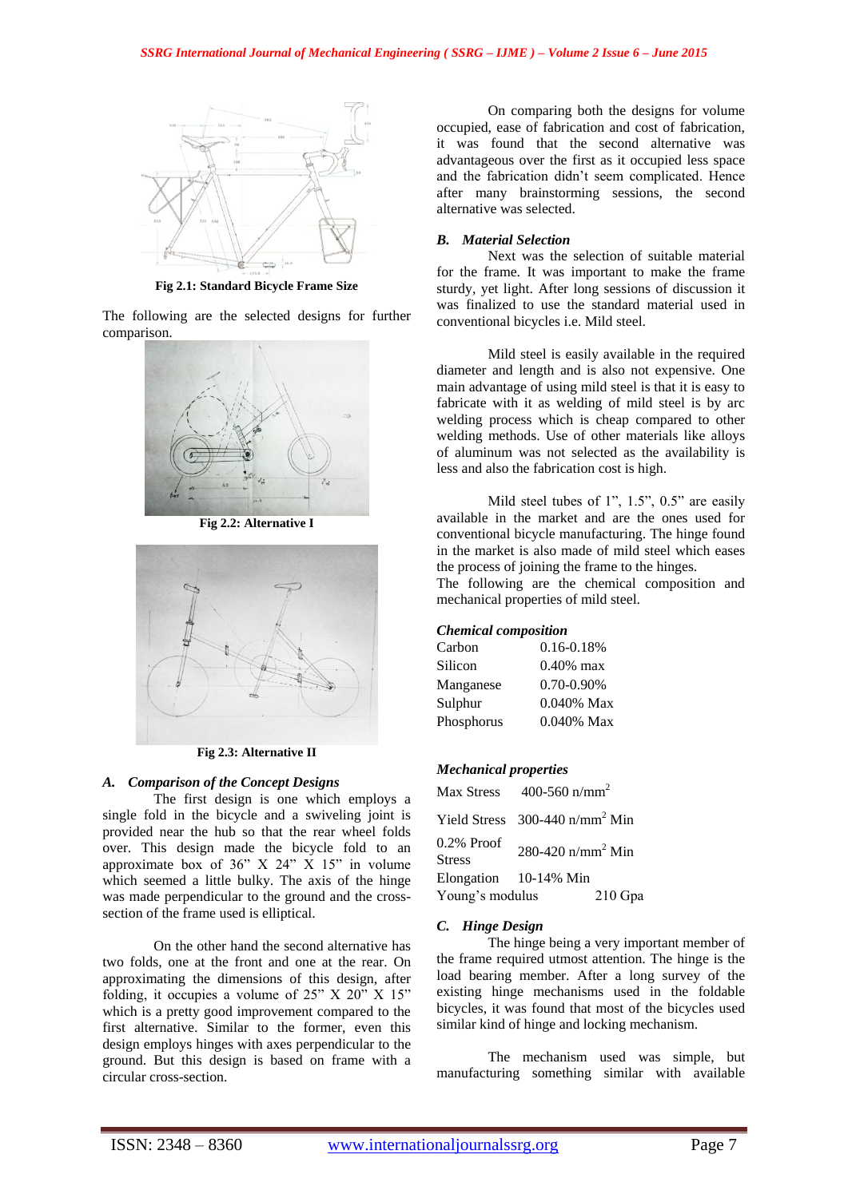Fig 2.1: Standard Bicycle Frame Size

The following are the selected designs for further comparison.

Fig 2.2: Alternative I

Fig 2.3: Alternative II

### *A. Comparison of the Concept Designs*

The first design is one which employs a single fold in the bicycle and a swiveling joint is provided near the hub so that the rear wheel folds over. This design made the bicycle fold to an approximate box of 36" X 24" X 15" in volume which seemed a little bulky. The axis of the hinge was made perpendicular to the ground and the cross-section of the frame used is elliptical.

On the other hand the second alternative has two folds, one at the front and one at the rear. On approximating the dimensions of this design, after folding, it occupies a volume of 25" X 20" X 15" which is a pretty good improvement compared to the first alternative. Similar to the former, even this design employs hinges with axes perpendicular to the ground. But this design is based on frame with a circular cross-section.

On comparing both the designs for volume occupied, ease of fabrication and cost of fabrication, it was found that the second alternative was advantageous over the first as it occupied less space and the fabrication didn't seem complicated. Hence after many brainstorming sessions, the second alternative was selected.

### *B. Material Selection*

Next was the selection of suitable material for the frame. It was important to make the frame sturdy, yet light. After long sessions of discussion it was finalized to use the standard material used in conventional bicycles i.e. Mild steel.

Mild steel is easily available in the required diameter and length and is also not expensive. One main advantage of using mild steel is that it is easy to fabricate with it as welding of mild steel is by arc welding process which is cheap compared to other welding methods. Use of other materials like alloys of aluminum was not selected as the availability is less and also the fabrication cost is high.

Mild steel tubes of 1", 1.5", 0.5" are easily available in the market and are the ones used for conventional bicycle manufacturing. The hinge found in the market is also made of mild steel which eases the process of joining the frame to the hinges.

The following are the chemical composition and mechanical properties of mild steel.

*Chemical composition*

| | |
|---|---|
| Carbon | 0.16-0.18% |
| Silicon | 0.40% max |
| Manganese | 0.70-0.90% |
| Sulphur | 0.040% Max |
| Phosphorus | 0.040% Max |

*Mechanical properties*

| | |
|---|---|
| Max Stress | 400-560 n/mm$^2$ |
| Yield Stress | 300-440 n/mm$^2$ Min |
| 0.2% Proof Stress | 280-420 n/mm$^2$ Min |
| Elongation | 10-14% Min |
| Young's modulus | 210 Gpa |

### *C. Hinge Design*

The hinge being a very important member of the frame required utmost attention. The hinge is the load bearing member. After a long survey of the existing hinge mechanisms used in the foldable bicycles, it was found that most of the bicycles used similar kind of hinge and locking mechanism.

The mechanism used was simple, but manufacturing something similar with available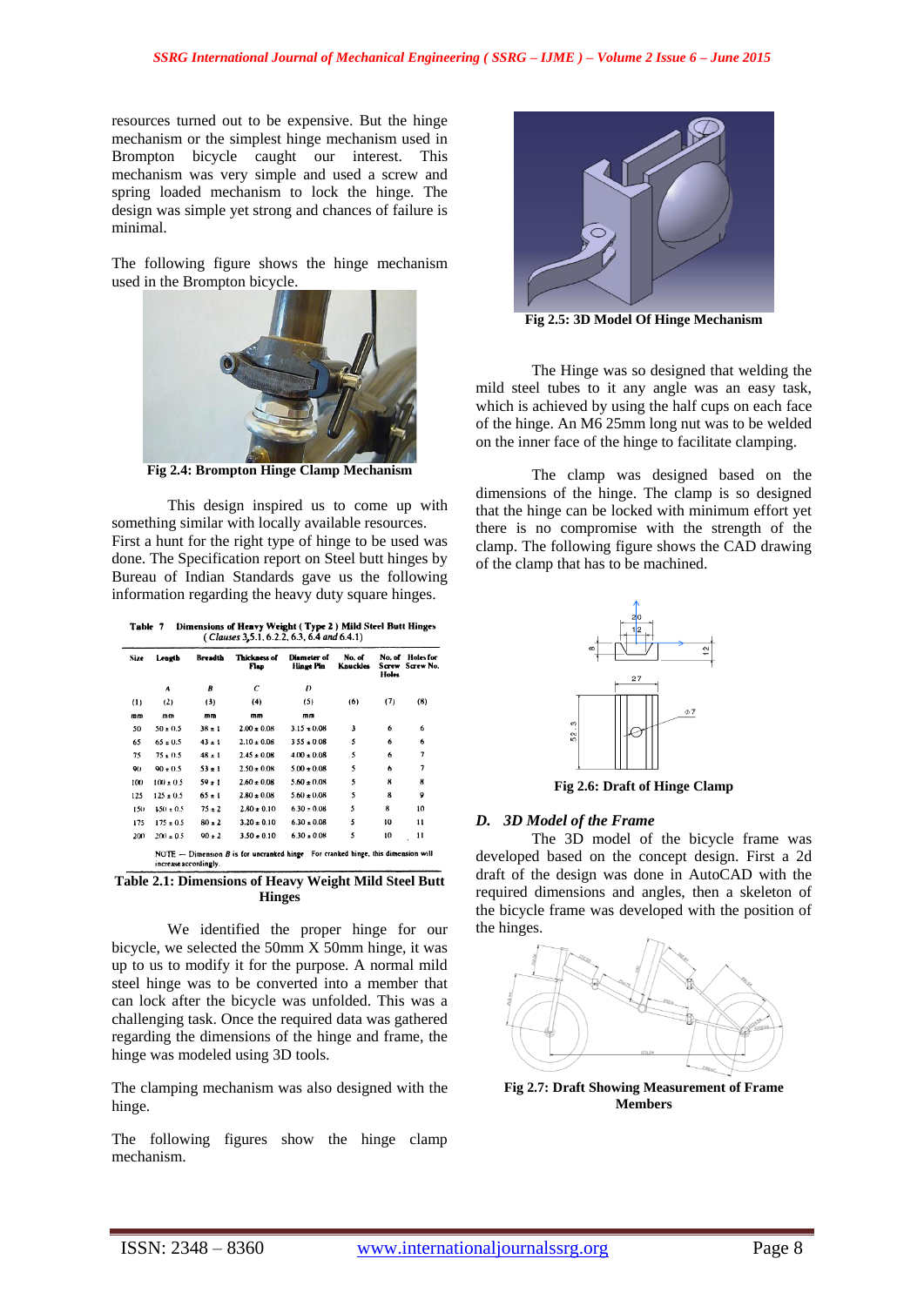resources turned out to be expensive. But the hinge mechanism or the simplest hinge mechanism used in Brompton bicycle caught our interest. This mechanism was very simple and used a screw and spring loaded mechanism to lock the hinge. The design was simple yet strong and chances of failure is minimal.

The following figure shows the hinge mechanism used in the Brompton bicycle.

**Fig 2.4: Brompton Hinge Clamp Mechanism**

This design inspired us to come up with something similar with locally available resources. First a hunt for the right type of hinge to be used was done. The Specification report on Steel butt hinges by Bureau of Indian Standards gave us the following information regarding the heavy duty square hinges.

Table 7 Dimensions of Heavy Weight ( Type 2 ) Mild Steel Butt Hinges ( *Clauses* 3,5.1, 6.2.2, 6.3, 6.4 *and* 6.4.1)

| Size | Length | Breadth | Thickness of Flap | Diameter of Hinge Pin | No. of Knuckles | No. of Screw Holes | Holes for Screw No. |
|---|---|---|---|---|---|---|---|
| | *A* | *B* | *C* | *D* | | | |
| (1) | (2) | (3) | (4) | (5) | (6) | (7) | (8) |
| mm | mm | mm | mm | mm | | | |
| 50 | 50 ± 0.5 | 38 ± 1 | 2.00 ± 0.08 | 3.15 ± 0.08 | 3 | 6 | 6 |
| 65 | 65 ± 0.5 | 43 ± 1 | 2.10 ± 0.08 | 3.55 ± 0.08 | 5 | 6 | 6 |
| 75 | 75 ± 0.5 | 48 ± 1 | 2.45 ± 0.08 | 4.00 ± 0.08 | 5 | 6 | 7 |
| 90 | 90 ± 0.5 | 53 ± 1 | 2.50 ± 0.08 | 5.00 ± 0.08 | 5 | 6 | 7 |
| 100 | 100 ± 0.5 | 59 ± 1 | 2.60 ± 0.08 | 5.60 ± 0.08 | 5 | 8 | 8 |
| 125 | 125 ± 0.5 | 65 ± 1 | 2.80 ± 0.08 | 5.60 ± 0.08 | 5 | 8 | 9 |
| 150 | 150 ± 0.5 | 75 ± 2 | 2.80 ± 0.10 | 6.30 ± 0.08 | 5 | 8 | 10 |
| 175 | 175 ± 0.5 | 80 ± 2 | 3.20 ± 0.10 | 6.30 ± 0.08 | 5 | 10 | 11 |
| 200 | 200 ± 0.5 | 90 ± 2 | 3.50 ± 0.10 | 6.30 ± 0.08 | 5 | 10 | 11 |

NOTE — Dimension *B* is for uncranked hinge. For cranked hinge, this dimension will increase accordingly.

**Table 2.1: Dimensions of Heavy Weight Mild Steel Butt Hinges**

We identified the proper hinge for our bicycle, we selected the 50mm X 50mm hinge, it was up to us to modify it for the purpose. A normal mild steel hinge was to be converted into a member that can lock after the bicycle was unfolded. This was a challenging task. Once the required data was gathered regarding the dimensions of the hinge and frame, the hinge was modeled using 3D tools.

The clamping mechanism was also designed with the hinge.

The following figures show the hinge clamp mechanism.

**Fig 2.5: 3D Model Of Hinge Mechanism**

The Hinge was so designed that welding the mild steel tubes to it any angle was an easy task, which is achieved by using the half cups on each face of the hinge. An M6 25mm long nut was to be welded on the inner face of the hinge to facilitate clamping.

The clamp was designed based on the dimensions of the hinge. The clamp is so designed that the hinge can be locked with minimum effort yet there is no compromise with the strength of the clamp. The following figure shows the CAD drawing of the clamp that has to be machined.

**Fig 2.6: Draft of Hinge Clamp**

### *D. 3D Model of the Frame*

The 3D model of the bicycle frame was developed based on the concept design. First a 2d draft of the design was done in AutoCAD with the required dimensions and angles, then a skeleton of the bicycle frame was developed with the position of the hinges.

**Fig 2.7: Draft Showing Measurement of Frame Members**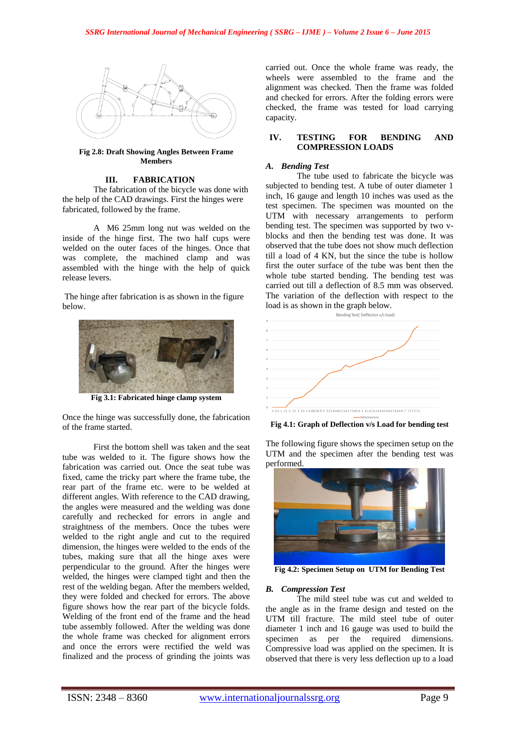Fig 2.8: Draft Showing Angles Between Frame Members

## III. FABRICATION

The fabrication of the bicycle was done with the help of the CAD drawings. First the hinges were fabricated, followed by the frame.

A M6 25mm long nut was welded on the inside of the hinge first. The two half cups were welded on the outer faces of the hinges. Once that was complete, the machined clamp and was assembled with the hinge with the help of quick release levers.

The hinge after fabrication is as shown in the figure below.

**Fig 3.1: Fabricated hinge clamp system**

Once the hinge was successfully done, the fabrication of the frame started.

First the bottom shell was taken and the seat tube was welded to it. The figure shows how the fabrication was carried out. Once the seat tube was fixed, came the tricky part where the frame tube, the rear part of the frame etc. were to be welded at different angles. With reference to the CAD drawing, the angles were measured and the welding was done carefully and rechecked for errors in angle and straightness of the members. Once the tubes were welded to the right angle and cut to the required dimension, the hinges were welded to the ends of the tubes, making sure that all the hinge axes were perpendicular to the ground. After the hinges were welded, the hinges were clamped tight and then the rest of the welding began. After the members welded, they were folded and checked for errors. The above figure shows how the rear part of the bicycle folds. Welding of the front end of the frame and the head tube assembly followed. After the welding was done the whole frame was checked for alignment errors and once the errors were rectified the weld was finalized and the process of grinding the joints was carried out. Once the whole frame was ready, the wheels were assembled to the frame and the alignment was checked. Then the frame was folded and checked for errors. After the folding errors were checked, the frame was tested for load carrying capacity.

## IV. TESTING FOR BENDING AND COMPRESSION LOADS

### *A. Bending Test*

The tube used to fabricate the bicycle was subjected to bending test. A tube of outer diameter 1 inch, 16 gauge and length 10 inches was used as the test specimen. The specimen was mounted on the UTM with necessary arrangements to perform bending test. The specimen was supported by two v-blocks and then the bending test was done. It was observed that the tube does not show much deflection till a load of 4 KN, but the since the tube is hollow first the outer surface of the tube was bent then the whole tube started bending. The bending test was carried out till a deflection of 8.5 mm was observed. The variation of the deflection with respect to the load is as shown in the graph below.

**Fig 4.1: Graph of Deflection v/s Load for bending test**

The following figure shows the specimen setup on the UTM and the specimen after the bending test was performed.

**Fig 4.2: Specimen Setup on UTM for Bending Test**

### *B. Compression Test*

The mild steel tube was cut and welded to the angle as in the frame design and tested on the UTM till fracture. The mild steel tube of outer diameter 1 inch and 16 gauge was used to build the specimen as per the required dimensions. Compressive load was applied on the specimen. It is observed that there is very less deflection up to a load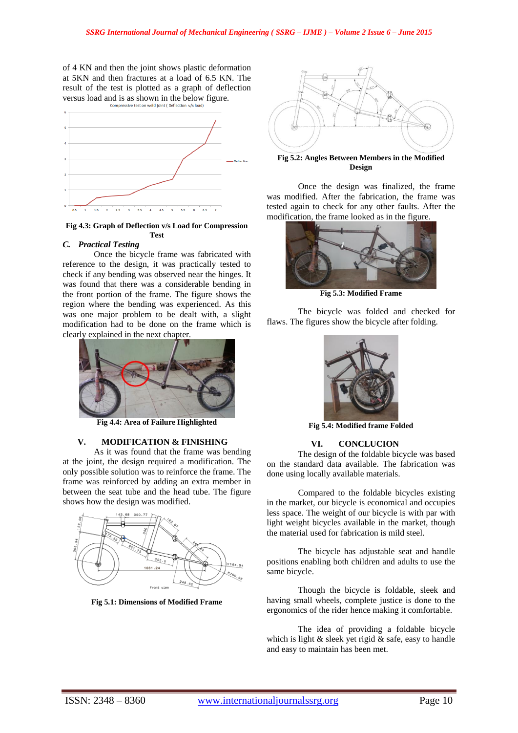of 4 KN and then the joint shows plastic deformation at 5KN and then fractures at a load of 6.5 KN. The result of the test is plotted as a graph of deflection versus load and is as shown in the below figure.

**Fig 4.3: Graph of Deflection v/s Load for Compression Test**

### *C. Practical Testing*

Once the bicycle frame was fabricated with reference to the design, it was practically tested to check if any bending was observed near the hinges. It was found that there was a considerable bending in the front portion of the frame. The figure shows the region where the bending was experienced. As this was one major problem to be dealt with, a slight modification had to be done on the frame which is clearly explained in the next chapter.

**Fig 4.4: Area of Failure Highlighted**

## V. MODIFICATION & FINISHING

As it was found that the frame was bending at the joint, the design required a modification. The only possible solution was to reinforce the frame. The frame was reinforced by adding an extra member in between the seat tube and the head tube. The figure shows how the design was modified.

**Fig 5.1: Dimensions of Modified Frame**

**Fig 5.2: Angles Between Members in the Modified Design**

Once the design was finalized, the frame was modified. After the fabrication, the frame was tested again to check for any other faults. After the modification, the frame looked as in the figure.

**Fig 5.3: Modified Frame**

The bicycle was folded and checked for flaws. The figures show the bicycle after folding.

**Fig 5.4: Modified frame Folded**

## VI. CONCLUCION

The design of the foldable bicycle was based on the standard data available. The fabrication was done using locally available materials.

Compared to the foldable bicycles existing in the market, our bicycle is economical and occupies less space. The weight of our bicycle is with par with light weight bicycles available in the market, though the material used for fabrication is mild steel.

The bicycle has adjustable seat and handle positions enabling both children and adults to use the same bicycle.

Though the bicycle is foldable, sleek and having small wheels, complete justice is done to the ergonomics of the rider hence making it comfortable.

The idea of providing a foldable bicycle which is light & sleek yet rigid & safe, easy to handle and easy to maintain has been met.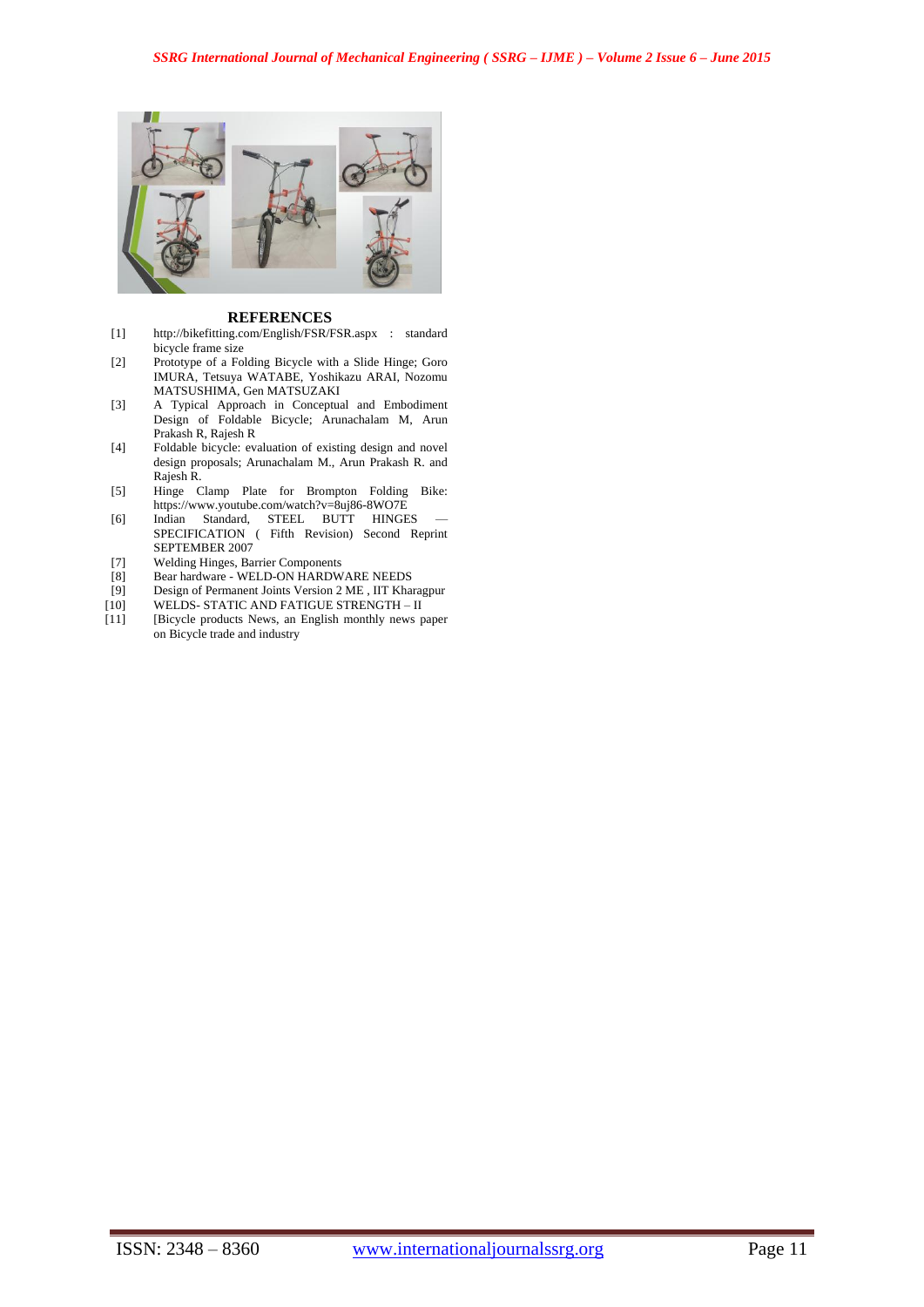## REFERENCES

[1] http://bikefitting.com/English/FSR/FSR.aspx : standard bicycle frame size

[2] Prototype of a Folding Bicycle with a Slide Hinge; Goro IMURA, Tetsuya WATABE, Yoshikazu ARAI, Nozomu MATSUSHIMA, Gen MATSUZAKI

[3] A Typical Approach in Conceptual and Embodiment Design of Foldable Bicycle; Arunachalam M, Arun Prakash R, Rajesh R

[4] Foldable bicycle: evaluation of existing design and novel design proposals; Arunachalam M., Arun Prakash R. and Rajesh R.

[5] Hinge Clamp Plate for Brompton Folding Bike: https://www.youtube.com/watch?v=8uj86-8WO7E

[6] Indian Standard, STEEL BUTT HINGES — SPECIFICATION ( Fifth Revision) Second Reprint SEPTEMBER 2007

[7] Welding Hinges, Barrier Components

[8] Bear hardware - WELD-ON HARDWARE NEEDS

[9] Design of Permanent Joints Version 2 ME , IIT Kharagpur

[10] WELDS- STATIC AND FATIGUE STRENGTH – II

[11] [Bicycle products News, an English monthly news paper on Bicycle trade and industry